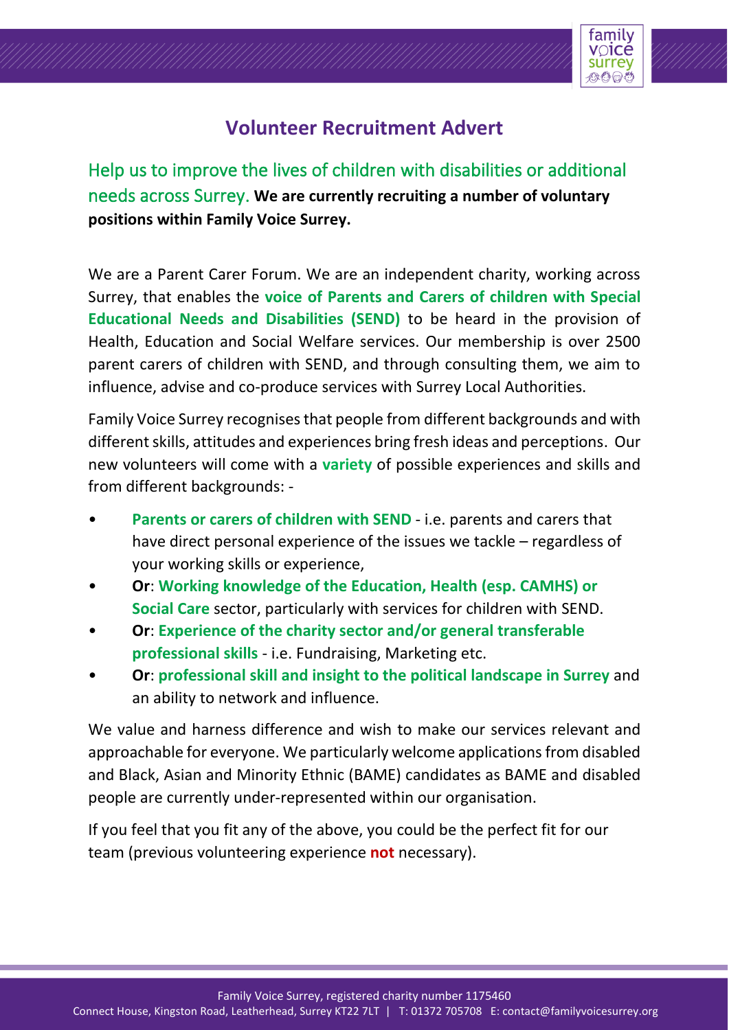# Volunteer Recruitment Advert

Help us to improve the lives of children with disabilities or additional needs across Surrey. **We are currently recruiting a number of voluntary positions within Family Voice Surrey.**

We are a Parent Carer Forum. We are an independent charity, working across Surrey, that enables the **voice of Parents and Carers of children with Special Educational Needs and Disabilities (SEND)** to be heard in the provision of Health, Education and Social Welfare services. Our membership is over 2500 parent carers of children with SEND, and through consulting them, we aim to influence, advise and co-produce services with Surrey Local Authorities.

Family Voice Surrey recognises that people from different backgrounds and with different skills, attitudes and experiences bring fresh ideas and perceptions. Our new volunteers will come with a **variety** of possible experiences and skills and from different backgrounds: -

- **Parents or carers of children with SEND** - i.e. parents and carers that have direct personal experience of the issues we tackle – regardless of your working skills or experience,
- **Or**: **Working knowledge of the Education, Health (esp. CAMHS) or Social Care** sector, particularly with services for children with SEND.
- **Or**: **Experience of the charity sector and/or general transferable professional skills** - i.e. Fundraising, Marketing etc.
- **Or**: **professional skill and insight to the political landscape in Surrey** and an ability to network and influence.

We value and harness difference and wish to make our services relevant and approachable for everyone. We particularly welcome applications from disabled and Black, Asian and Minority Ethnic (BAME) candidates as BAME and disabled people are currently under-represented within our organisation.

If you feel that you fit any of the above, you could be the perfect fit for our team (previous volunteering experience **not** necessary).

Family Voice Surrey, registered charity number 1175460
Connect House, Kingston Road, Leatherhead, Surrey KT22 7LT | T: 01372 705708 E: contact@familyvoicesurrey.org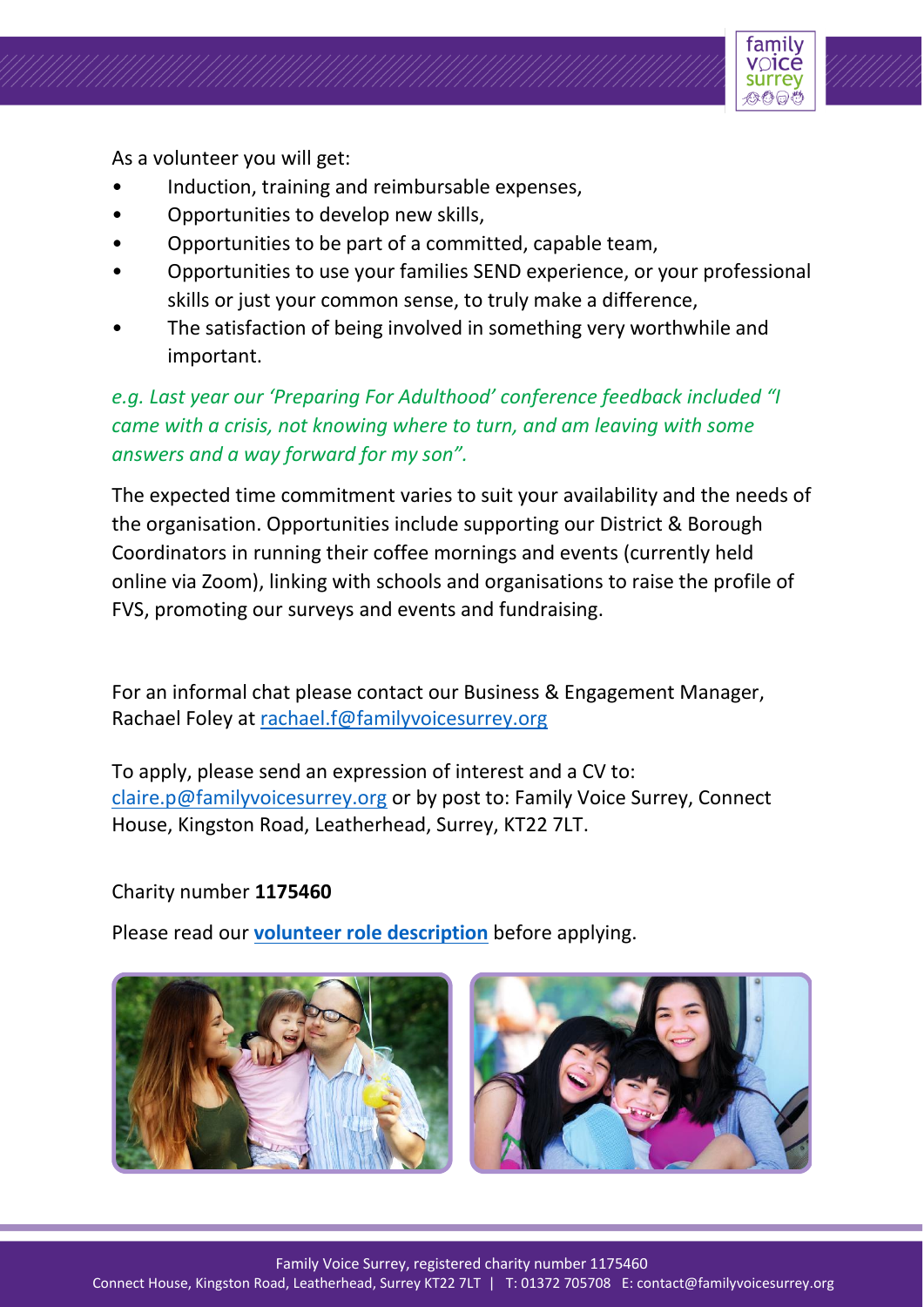As a volunteer you will get:

- Induction, training and reimbursable expenses,
- Opportunities to develop new skills,
- Opportunities to be part of a committed, capable team,
- Opportunities to use your families SEND experience, or your professional skills or just your common sense, to truly make a difference,
- The satisfaction of being involved in something very worthwhile and important.

*e.g. Last year our 'Preparing For Adulthood' conference feedback included "I came with a crisis, not knowing where to turn, and am leaving with some answers and a way forward for my son".*

The expected time commitment varies to suit your availability and the needs of the organisation. Opportunities include supporting our District & Borough Coordinators in running their coffee mornings and events (currently held online via Zoom), linking with schools and organisations to raise the profile of FVS, promoting our surveys and events and fundraising.

For an informal chat please contact our Business & Engagement Manager, Rachael Foley at rachael.f@familyvoicesurrey.org

To apply, please send an expression of interest and a CV to: claire.p@familyvoicesurrey.org or by post to: Family Voice Surrey, Connect House, Kingston Road, Leatherhead, Surrey, KT22 7LT.

Charity number **1175460**

Please read our **volunteer role description** before applying.